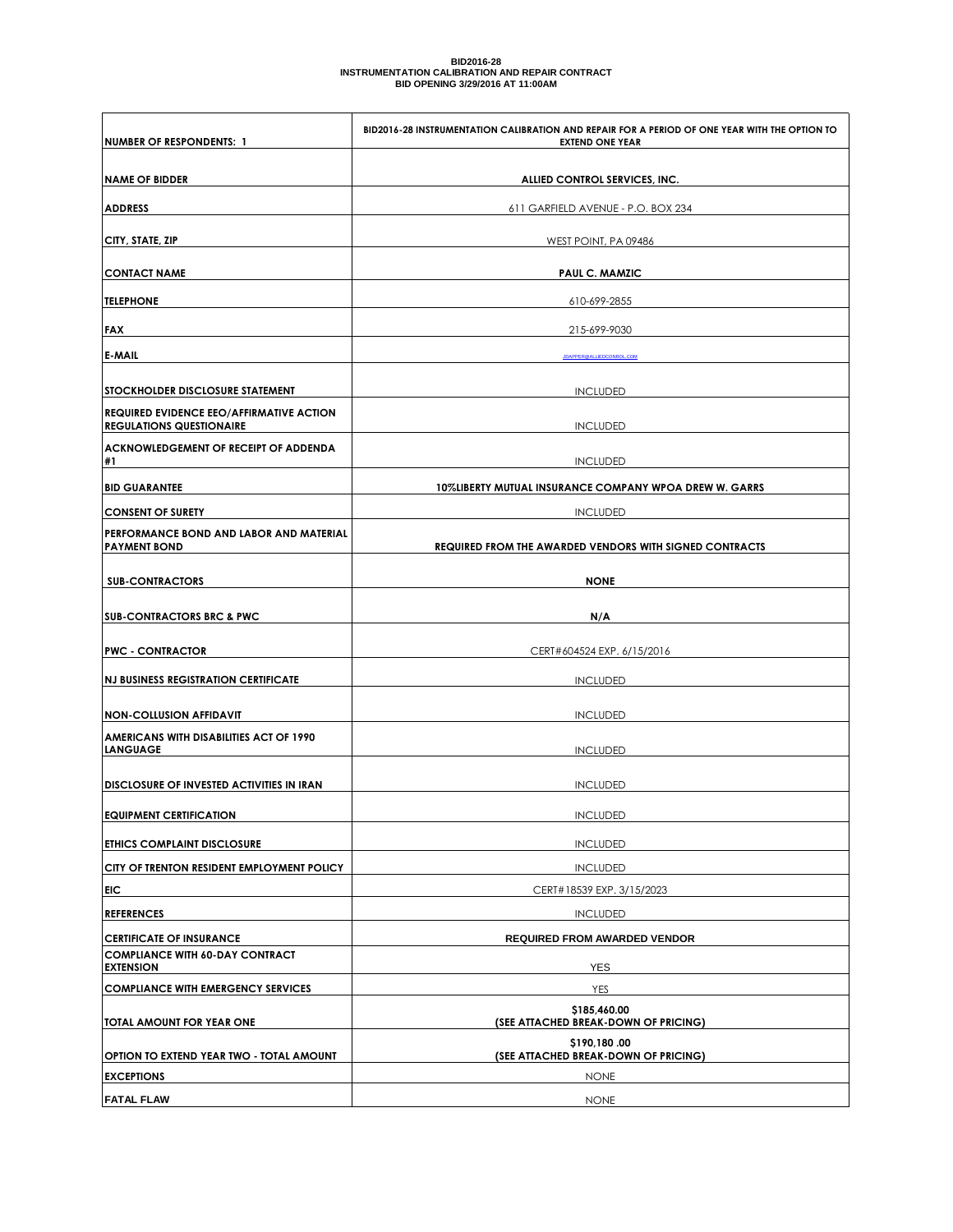**BID2016-28**
**INSTRUMENTATION CALIBRATION AND REPAIR CONTRACT**
**BID OPENING 3/29/2016 AT 11:00AM**

| NUMBER OF RESPONDENTS: 1 | BID2016-28 INSTRUMENTATION CALIBRATION AND REPAIR FOR A PERIOD OF ONE YEAR WITH THE OPTION TO EXTEND ONE YEAR |
|---|---|
| NAME OF BIDDER | **ALLIED CONTROL SERVICES, INC.** |
| ADDRESS | 611 GARFIELD AVENUE - P.O. BOX 234 |
| CITY, STATE, ZIP | WEST POINT, PA 09486 |
| CONTACT NAME | **PAUL C. MAMZIC** |
| TELEPHONE | 610-699-2855 |
| FAX | 215-699-9030 |
| E-MAIL | JDAPPER@ALLIEDCONROL.COM |
| STOCKHOLDER DISCLOSURE STATEMENT | INCLUDED |
| REQUIRED EVIDENCE EEO/AFFIRMATIVE ACTION REGULATIONS QUESTIONAIRE | INCLUDED |
| ACKNOWLEDGEMENT OF RECEIPT OF ADDENDA #1 | INCLUDED |
| BID GUARANTEE | **10%LIBERTY MUTUAL INSURANCE COMPANY WPOA DREW W. GARRS** |
| CONSENT OF SURETY | INCLUDED |
| PERFORMANCE BOND AND LABOR AND MATERIAL PAYMENT BOND | **REQUIRED FROM THE AWARDED VENDORS WITH SIGNED CONTRACTS** |
| SUB-CONTRACTORS | **NONE** |
| SUB-CONTRACTORS BRC & PWC | **N/A** |
| PWC - CONTRACTOR | CERT#604524 EXP. 6/15/2016 |
| NJ BUSINESS REGISTRATION CERTIFICATE | INCLUDED |
| NON-COLLUSION AFFIDAVIT | INCLUDED |
| AMERICANS WITH DISABILITIES ACT OF 1990 LANGUAGE | INCLUDED |
| DISCLOSURE OF INVESTED ACTIVITIES IN IRAN | INCLUDED |
| EQUIPMENT CERTIFICATION | INCLUDED |
| ETHICS COMPLAINT DISCLOSURE | INCLUDED |
| CITY OF TRENTON RESIDENT EMPLOYMENT POLICY | INCLUDED |
| EIC | CERT#18539 EXP. 3/15/2023 |
| REFERENCES | INCLUDED |
| CERTIFICATE OF INSURANCE | **REQUIRED FROM AWARDED VENDOR** |
| COMPLIANCE WITH 60-DAY CONTRACT EXTENSION | YES |
| COMPLIANCE WITH EMERGENCY SERVICES | YES |
| TOTAL AMOUNT FOR YEAR ONE | **$185,460.00 (SEE ATTACHED BREAK-DOWN OF PRICING)** |
| OPTION TO EXTEND YEAR TWO - TOTAL AMOUNT | **$190,180 .00 (SEE ATTACHED BREAK-DOWN OF PRICING)** |
| EXCEPTIONS | NONE |
| FATAL FLAW | NONE |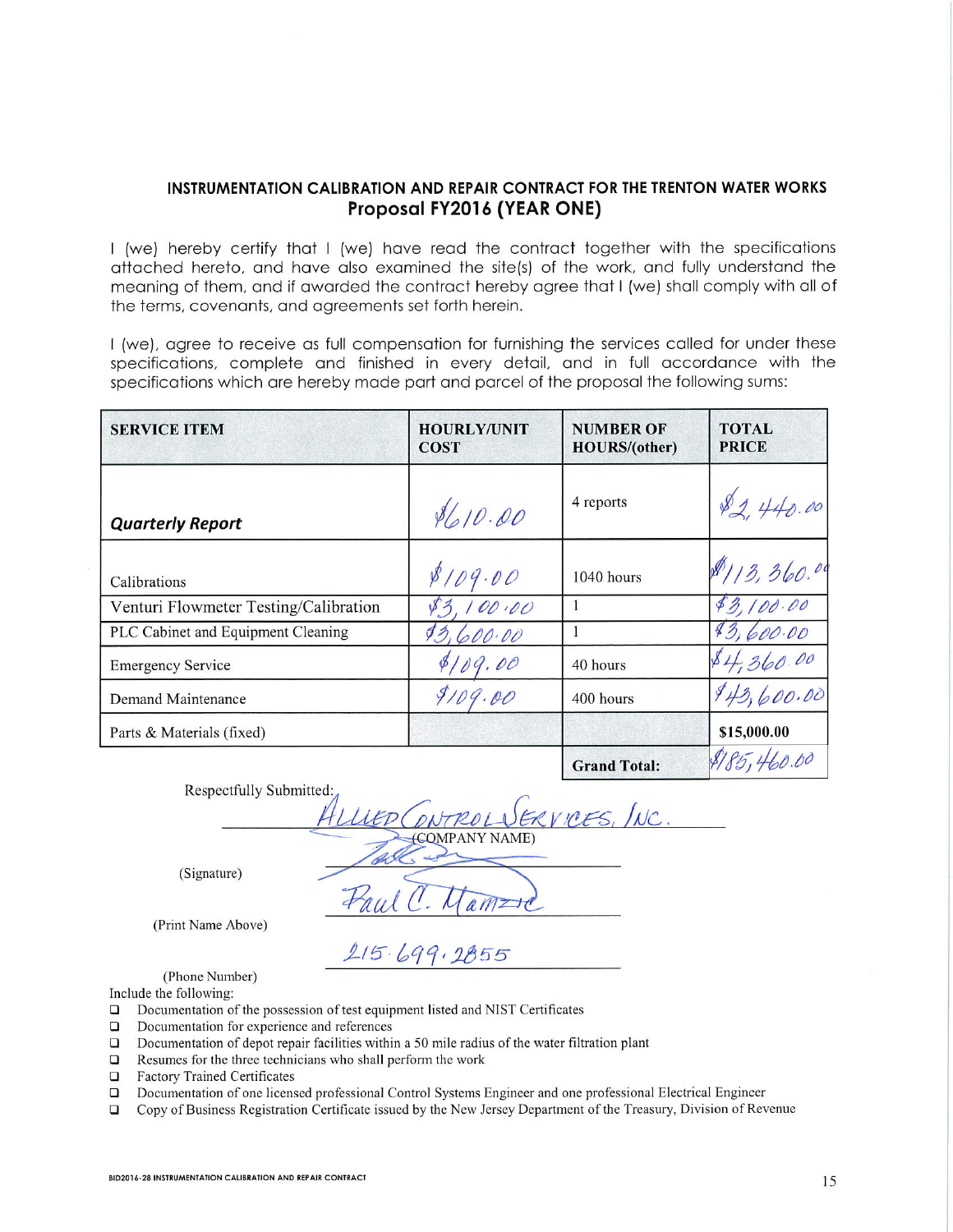## INSTRUMENTATION CALIBRATION AND REPAIR CONTRACT FOR THE TRENTON WATER WORKS

## Proposal FY2016 (YEAR ONE)

I (we) hereby certify that I (we) have read the contract together with the specifications attached hereto, and have also examined the site(s) of the work, and fully understand the meaning of them, and if awarded the contract hereby agree that I (we) shall comply with all of the terms, covenants, and agreements set forth herein.

I (we), agree to receive as full compensation for furnishing the services called for under these specifications, complete and finished in every detail, and in full accordance with the specifications which are hereby made part and parcel of the proposal the following sums:

| SERVICE ITEM | HOURLY/UNIT COST | NUMBER OF HOURS/(other) | TOTAL PRICE |
|---|---|---|---|
| ***Quarterly Report*** | $610.00 | 4 reports | $2,440.00 |
| Calibrations | $109.00 | 1040 hours | $113,360.00 |
| Venturi Flowmeter Testing/Calibration | $3,100.00 | 1 | $3,100.00 |
| PLC Cabinet and Equipment Cleaning | $3,600.00 | 1 | $3,600.00 |
| Emergency Service | $109.00 | 40 hours | $4,360.00 |
| Demand Maintenance | $109.00 | 400 hours | $43,600.00 |
| Parts & Materials (fixed) | | | **$15,000.00** |
| | | **Grand Total:** | $185,460.00 |

Respectfully Submitted:

ALLIED CONTROL SERVICES, INC.
(COMPANY NAME)

(Signature) [signature]

Paul C. Mamzic
(Print Name Above)

215-699-2855
(Phone Number)

Include the following:

- ☐ Documentation of the possession of test equipment listed and NIST Certificates
- ☐ Documentation for experience and references
- ☐ Documentation of depot repair facilities within a 50 mile radius of the water filtration plant
- ☐ Resumes for the three technicians who shall perform the work
- ☐ Factory Trained Certificates
- ☐ Documentation of one licensed professional Control Systems Engineer and one professional Electrical Engineer
- ☐ Copy of Business Registration Certificate issued by the New Jersey Department of the Treasury, Division of Revenue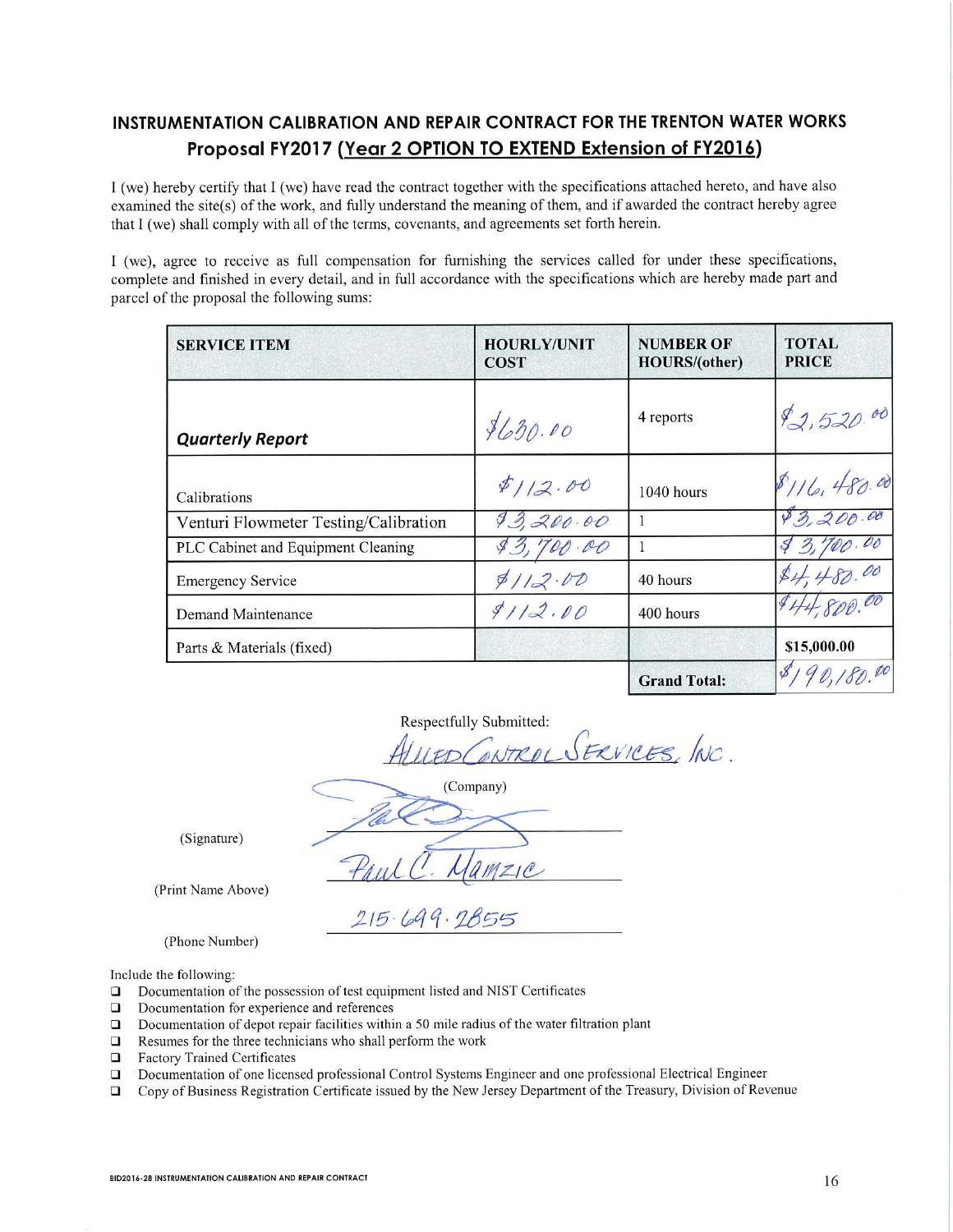## INSTRUMENTATION CALIBRATION AND REPAIR CONTRACT FOR THE TRENTON WATER WORKS

### Proposal FY2017 (Year 2 OPTION TO EXTEND Extension of FY2016)

I (we) hereby certify that I (we) have read the contract together with the specifications attached hereto, and have also examined the site(s) of the work, and fully understand the meaning of them, and if awarded the contract hereby agree that I (we) shall comply with all of the terms, covenants, and agreements set forth herein.

I (we), agree to receive as full compensation for furnishing the services called for under these specifications, complete and finished in every detail, and in full accordance with the specifications which are hereby made part and parcel of the proposal the following sums:

| SERVICE ITEM | HOURLY/UNIT COST | NUMBER OF HOURS/(other) | TOTAL PRICE |
|---|---|---|---|
| ***Quarterly Report*** | $630.00 | 4 reports | $2,520.00 |
| Calibrations | $112.00 | 1040 hours | $116,480.00 |
| Venturi Flowmeter Testing/Calibration | $3,200.00 | 1 | $3,200.00 |
| PLC Cabinet and Equipment Cleaning | $3,700.00 | 1 | $3,700.00 |
| Emergency Service | $112.00 | 40 hours | $4,480.00 |
| Demand Maintenance | $112.00 | 400 hours | $44,800.00 |
| Parts & Materials (fixed) | | | $15,000.00 |
| | | **Grand Total:** | $190,180.00 |

Respectfully Submitted:

Allied Control Services, Inc.
(Company)

(Signature)

Paul C. Mamzic
(Print Name Above)

215-699-2855
(Phone Number)

Include the following:

- ❑ Documentation of the possession of test equipment listed and NIST Certificates
- ❑ Documentation for experience and references
- ❑ Documentation of depot repair facilities within a 50 mile radius of the water filtration plant
- ❑ Resumes for the three technicians who shall perform the work
- ❑ Factory Trained Certificates
- ❑ Documentation of one licensed professional Control Systems Engineer and one professional Electrical Engineer
- ❑ Copy of Business Registration Certificate issued by the New Jersey Department of the Treasury, Division of Revenue

BID2016-28 INSTRUMENTATION CALIBRATION AND REPAIR CONTRACT